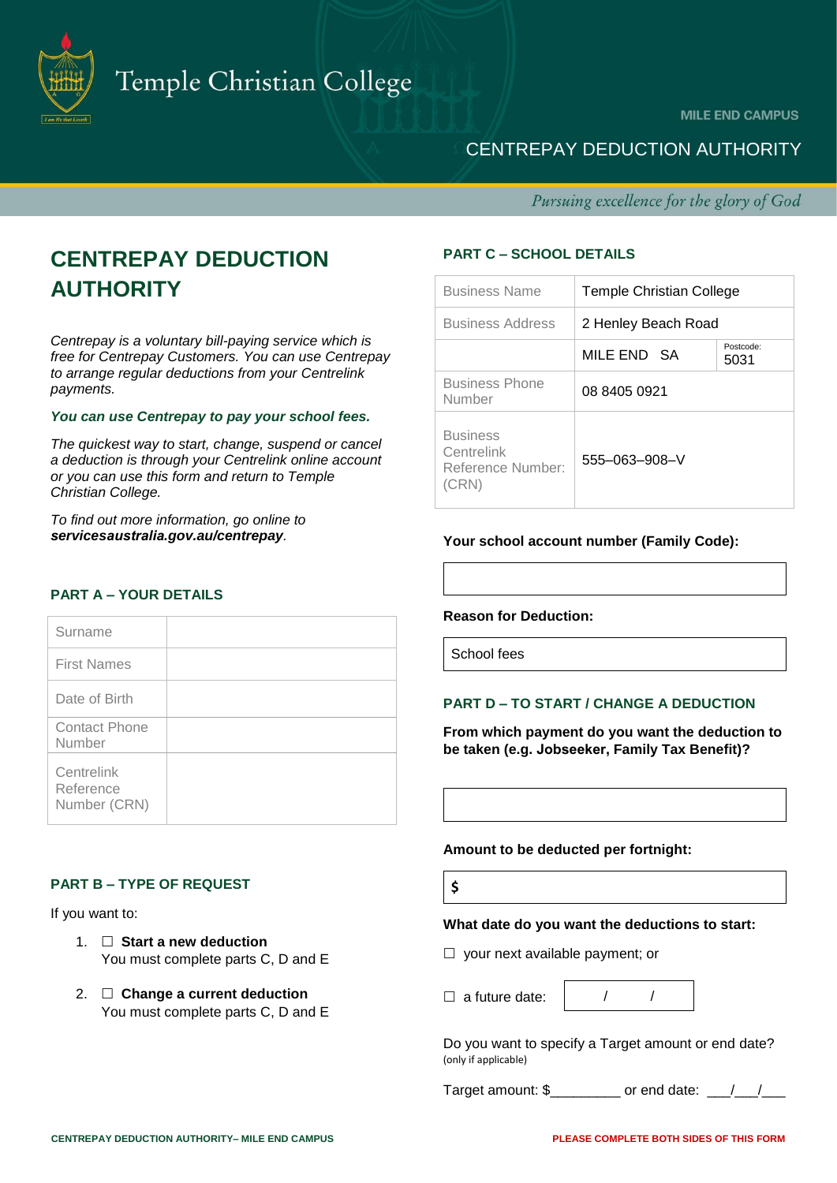Temple Christian College

MILE END CAMPUS

CENTREPAY DEDUCTION AUTHORITY

*Pursuing excellence for the glory of God*

# CENTREPAY DEDUCTION AUTHORITY

*Centrepay is a voluntary bill-paying service which is free for Centrepay Customers. You can use Centrepay to arrange regular deductions from your Centrelink payments.*

***You can use Centrepay to pay your school fees.***

*The quickest way to start, change, suspend or cancel a deduction is through your Centrelink online account or you can use this form and return to Temple Christian College.*

*To find out more information, go online to* ***servicesaustralia.gov.au/centrepay****.*

## PART A – YOUR DETAILS

| Field | |
|---|---|
| Surname | |
| First Names | |
| Date of Birth | |
| Contact Phone Number | |
| Centrelink Reference Number (CRN) | |

## PART B – TYPE OF REQUEST

If you want to:

1. ☐ **Start a new deduction**
   You must complete parts C, D and E
2. ☐ **Change a current deduction**
   You must complete parts C, D and E

## PART C – SCHOOL DETAILS

| Field | | |
|---|---|---|
| Business Name | Temple Christian College | |
| Business Address | 2 Henley Beach Road | |
| | MILE END SA | Postcode: 5031 |
| Business Phone Number | 08 8405 0921 | |
| Business Centrelink Reference Number: (CRN) | 555–063–908–V | |

**Your school account number (Family Code):**

\_\_\_\_\_\_\_\_\_\_\_\_\_\_\_\_\_\_\_\_

**Reason for Deduction:**

School fees

## PART D – TO START / CHANGE A DEDUCTION

**From which payment do you want the deduction to be taken (e.g. Jobseeker, Family Tax Benefit)?**

\_\_\_\_\_\_\_\_\_\_\_\_\_\_\_\_\_\_\_\_

**Amount to be deducted per fortnight:**

$

**What date do you want the deductions to start:**

☐ your next available payment; or

☐ a future date: &nbsp;&nbsp; / &nbsp;&nbsp; /

Do you want to specify a Target amount or end date?
(only if applicable)

Target amount: $\_\_\_\_\_\_\_\_\_ or end date: \_\_\_/\_\_\_/\_\_\_

CENTREPAY DEDUCTION AUTHORITY– MILE END CAMPUS

PLEASE COMPLETE BOTH SIDES OF THIS FORM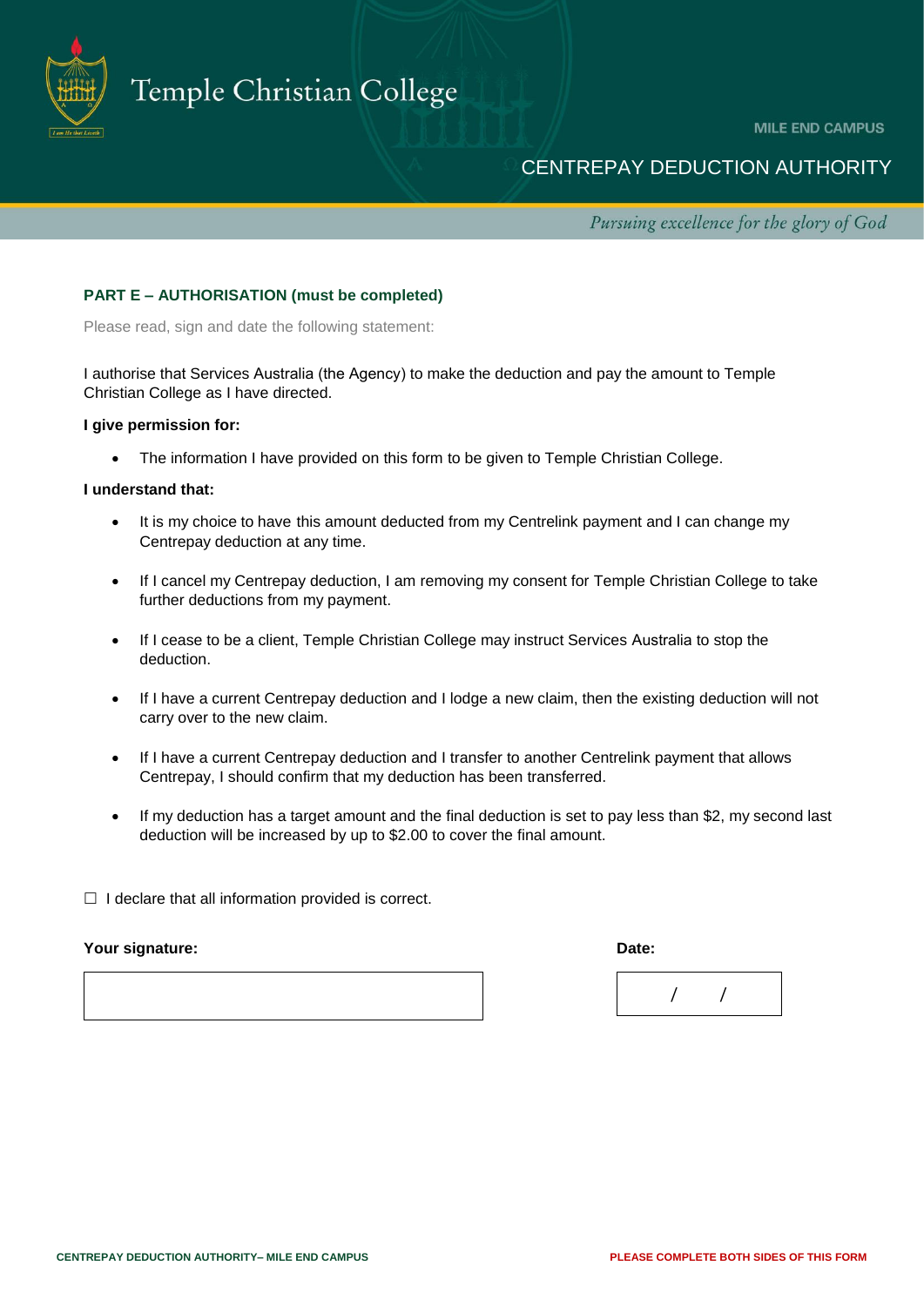Temple Christian College

MILE END CAMPUS

# CENTREPAY DEDUCTION AUTHORITY

*Pursuing excellence for the glory of God*

## PART E – AUTHORISATION (must be completed)

Please read, sign and date the following statement:

I authorise that Services Australia (the Agency) to make the deduction and pay the amount to Temple Christian College as I have directed.

**I give permission for:**

- The information I have provided on this form to be given to Temple Christian College.

**I understand that:**

- It is my choice to have this amount deducted from my Centrelink payment and I can change my Centrepay deduction at any time.
- If I cancel my Centrepay deduction, I am removing my consent for Temple Christian College to take further deductions from my payment.
- If I cease to be a client, Temple Christian College may instruct Services Australia to stop the deduction.
- If I have a current Centrepay deduction and I lodge a new claim, then the existing deduction will not carry over to the new claim.
- If I have a current Centrepay deduction and I transfer to another Centrelink payment that allows Centrepay, I should confirm that my deduction has been transferred.
- If my deduction has a target amount and the final deduction is set to pay less than $2, my second last deduction will be increased by up to $2.00 to cover the final amount.

☐ I declare that all information provided is correct.

**Your signature:**

**Date:** / /

PLEASE COMPLETE BOTH SIDES OF THIS FORM